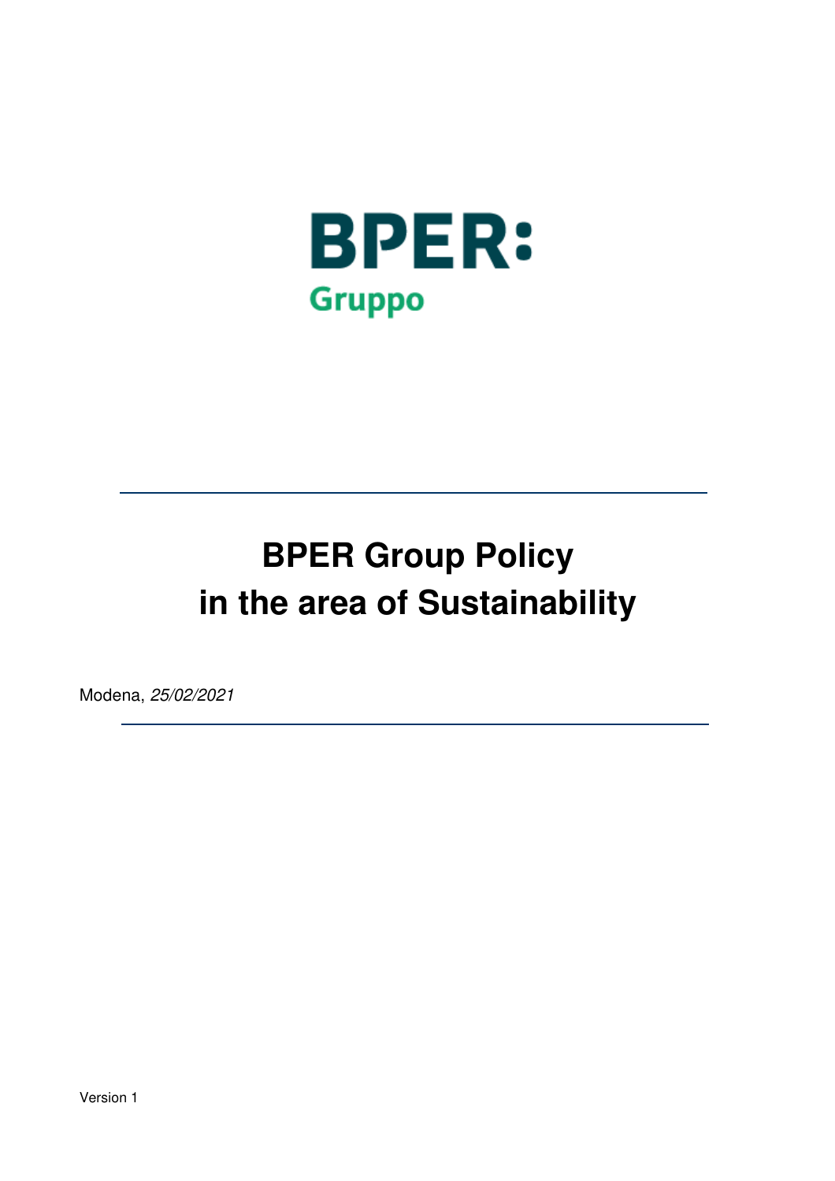BPER:

Gruppo

# BPER Group Policy in the area of Sustainability

Modena, *25/02/2021*

Version 1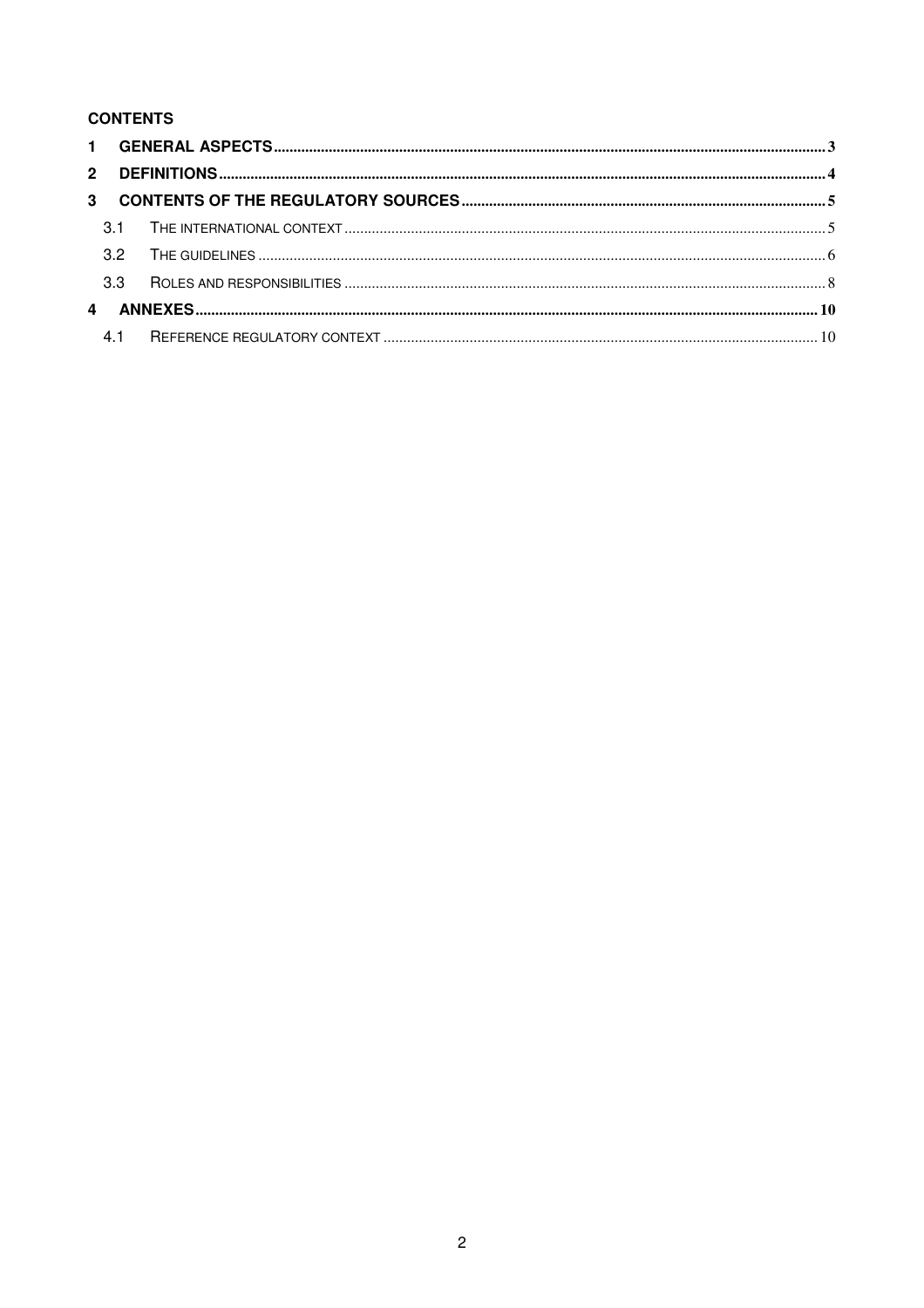**CONTENTS**

1 GENERAL ASPECTS ..... 3

2 DEFINITIONS ..... 4

3 CONTENTS OF THE REGULATORY SOURCES ..... 5

- 3.1 THE INTERNATIONAL CONTEXT ..... 5
- 3.2 THE GUIDELINES ..... 6
- 3.3 ROLES AND RESPONSIBILITIES ..... 8

4 ANNEXES ..... 10

- 4.1 REFERENCE REGULATORY CONTEXT ..... 10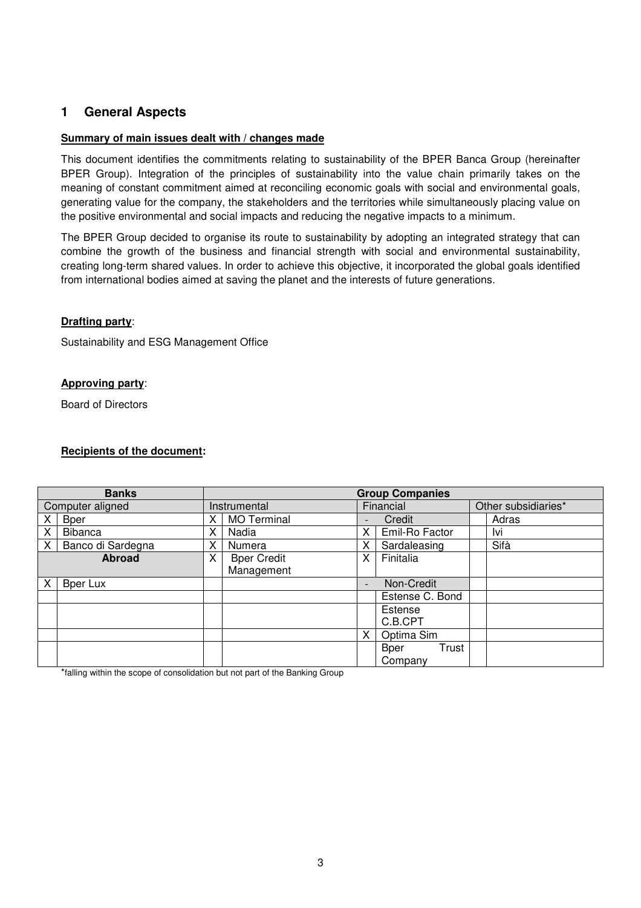## 1 General Aspects

**Summary of main issues dealt with / changes made**

This document identifies the commitments relating to sustainability of the BPER Banca Group (hereinafter BPER Group). Integration of the principles of sustainability into the value chain primarily takes on the meaning of constant commitment aimed at reconciling economic goals with social and environmental goals, generating value for the company, the stakeholders and the territories while simultaneously placing value on the positive environmental and social impacts and reducing the negative impacts to a minimum.

The BPER Group decided to organise its route to sustainability by adopting an integrated strategy that can combine the growth of the business and financial strength with social and environmental sustainability, creating long-term shared values. In order to achieve this objective, it incorporated the global goals identified from international bodies aimed at saving the planet and the interests of future generations.

**Drafting party**:

Sustainability and ESG Management Office

**Approving party**:

Board of Directors

**Recipients of the document:**

| **Banks** | | **Group Companies** | | | | | |
|---|---|---|---|---|---|---|---|
| Computer aligned | | Instrumental | | Financial | | Other subsidiaries* | |
| X | Bper | X | MO Terminal | - | Credit | | Adras |
| X | Bibanca | X | Nadia | X | Emil-Ro Factor | | Ivi |
| X | Banco di Sardegna | X | Numera | X | Sardaleasing | | Sifà |
| **Abroad** | | X | Bper Credit Management | X | Finitalia | | |
| X | Bper Lux | | | - | Non-Credit | | |
| | | | | | Estense C. Bond | | |
| | | | | | Estense C.B.CPT | | |
| | | | | X | Optima Sim | | |
| | | | | | Bper Trust Company | | |

*falling within the scope of consolidation but not part of the Banking Group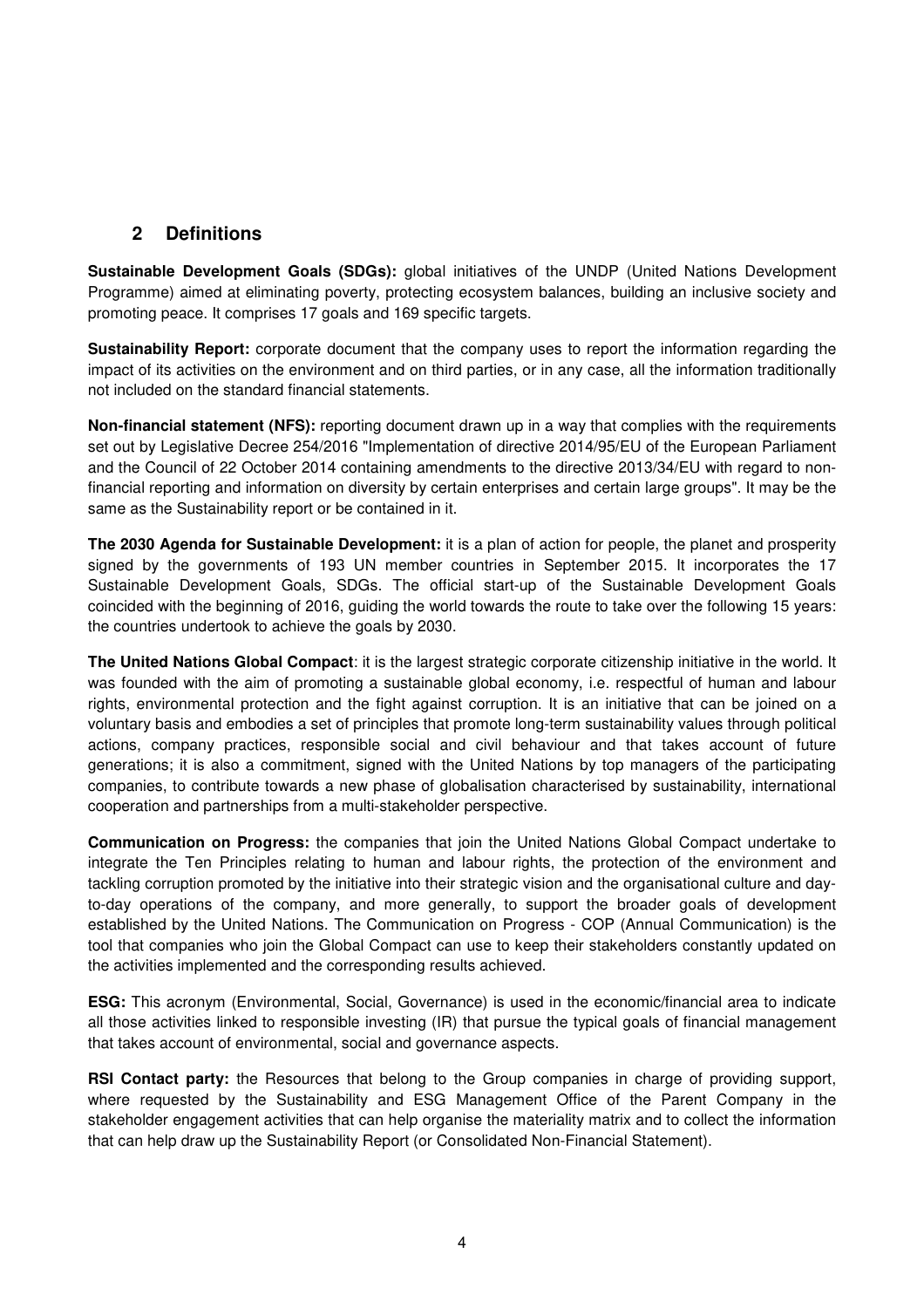## 2 Definitions

**Sustainable Development Goals (SDGs):** global initiatives of the UNDP (United Nations Development Programme) aimed at eliminating poverty, protecting ecosystem balances, building an inclusive society and promoting peace. It comprises 17 goals and 169 specific targets.

**Sustainability Report:** corporate document that the company uses to report the information regarding the impact of its activities on the environment and on third parties, or in any case, all the information traditionally not included on the standard financial statements.

**Non-financial statement (NFS):** reporting document drawn up in a way that complies with the requirements set out by Legislative Decree 254/2016 "Implementation of directive 2014/95/EU of the European Parliament and the Council of 22 October 2014 containing amendments to the directive 2013/34/EU with regard to non-financial reporting and information on diversity by certain enterprises and certain large groups". It may be the same as the Sustainability report or be contained in it.

**The 2030 Agenda for Sustainable Development:** it is a plan of action for people, the planet and prosperity signed by the governments of 193 UN member countries in September 2015. It incorporates the 17 Sustainable Development Goals, SDGs. The official start-up of the Sustainable Development Goals coincided with the beginning of 2016, guiding the world towards the route to take over the following 15 years: the countries undertook to achieve the goals by 2030.

**The United Nations Global Compact**: it is the largest strategic corporate citizenship initiative in the world. It was founded with the aim of promoting a sustainable global economy, i.e. respectful of human and labour rights, environmental protection and the fight against corruption. It is an initiative that can be joined on a voluntary basis and embodies a set of principles that promote long-term sustainability values through political actions, company practices, responsible social and civil behaviour and that takes account of future generations; it is also a commitment, signed with the United Nations by top managers of the participating companies, to contribute towards a new phase of globalisation characterised by sustainability, international cooperation and partnerships from a multi-stakeholder perspective.

**Communication on Progress:** the companies that join the United Nations Global Compact undertake to integrate the Ten Principles relating to human and labour rights, the protection of the environment and tackling corruption promoted by the initiative into their strategic vision and the organisational culture and day-to-day operations of the company, and more generally, to support the broader goals of development established by the United Nations. The Communication on Progress - COP (Annual Communication) is the tool that companies who join the Global Compact can use to keep their stakeholders constantly updated on the activities implemented and the corresponding results achieved.

**ESG:** This acronym (Environmental, Social, Governance) is used in the economic/financial area to indicate all those activities linked to responsible investing (IR) that pursue the typical goals of financial management that takes account of environmental, social and governance aspects.

**RSI Contact party:** the Resources that belong to the Group companies in charge of providing support, where requested by the Sustainability and ESG Management Office of the Parent Company in the stakeholder engagement activities that can help organise the materiality matrix and to collect the information that can help draw up the Sustainability Report (or Consolidated Non-Financial Statement).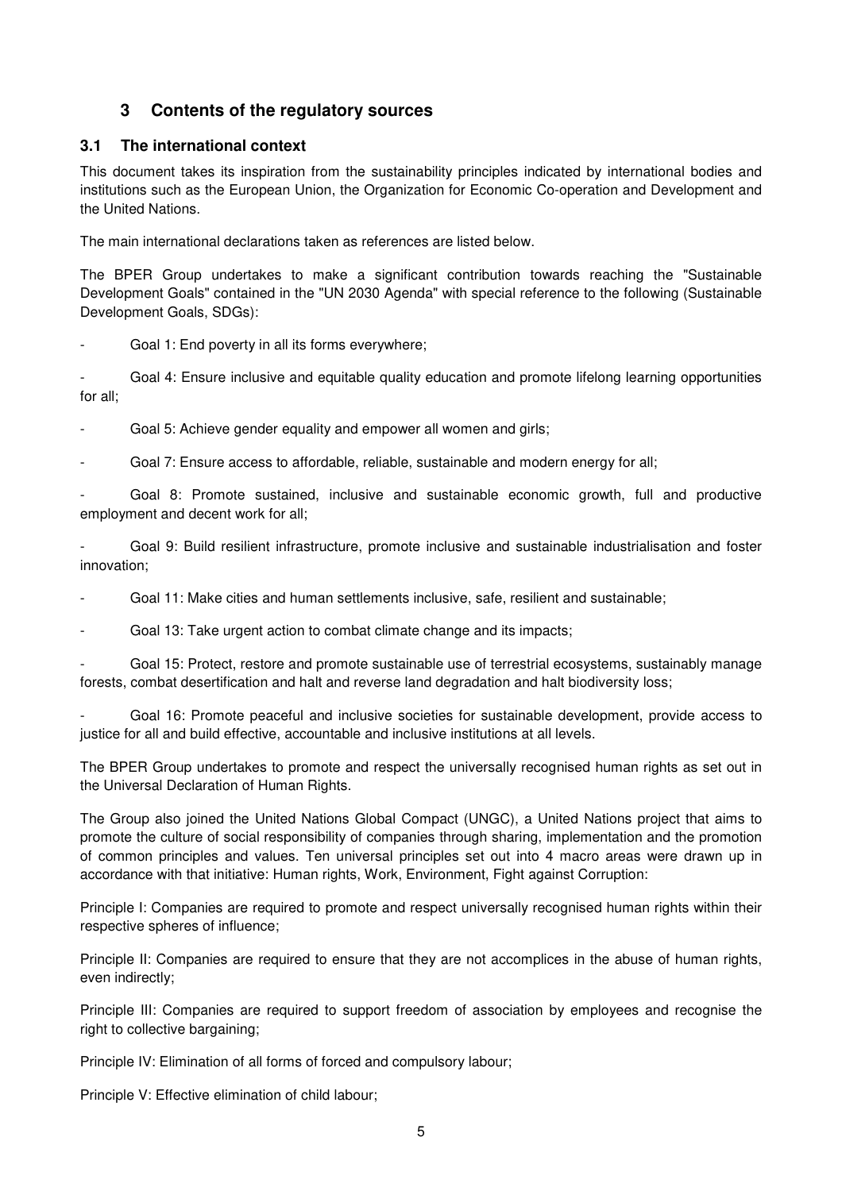# 3 Contents of the regulatory sources

## 3.1 The international context

This document takes its inspiration from the sustainability principles indicated by international bodies and institutions such as the European Union, the Organization for Economic Co-operation and Development and the United Nations.

The main international declarations taken as references are listed below.

The BPER Group undertakes to make a significant contribution towards reaching the "Sustainable Development Goals" contained in the "UN 2030 Agenda" with special reference to the following (Sustainable Development Goals, SDGs):

- Goal 1: End poverty in all its forms everywhere;
- Goal 4: Ensure inclusive and equitable quality education and promote lifelong learning opportunities for all;
- Goal 5: Achieve gender equality and empower all women and girls;
- Goal 7: Ensure access to affordable, reliable, sustainable and modern energy for all;
- Goal 8: Promote sustained, inclusive and sustainable economic growth, full and productive employment and decent work for all;
- Goal 9: Build resilient infrastructure, promote inclusive and sustainable industrialisation and foster innovation;
- Goal 11: Make cities and human settlements inclusive, safe, resilient and sustainable;
- Goal 13: Take urgent action to combat climate change and its impacts;
- Goal 15: Protect, restore and promote sustainable use of terrestrial ecosystems, sustainably manage forests, combat desertification and halt and reverse land degradation and halt biodiversity loss;
- Goal 16: Promote peaceful and inclusive societies for sustainable development, provide access to justice for all and build effective, accountable and inclusive institutions at all levels.

The BPER Group undertakes to promote and respect the universally recognised human rights as set out in the Universal Declaration of Human Rights.

The Group also joined the United Nations Global Compact (UNGC), a United Nations project that aims to promote the culture of social responsibility of companies through sharing, implementation and the promotion of common principles and values. Ten universal principles set out into 4 macro areas were drawn up in accordance with that initiative: Human rights, Work, Environment, Fight against Corruption:

Principle I: Companies are required to promote and respect universally recognised human rights within their respective spheres of influence;

Principle II: Companies are required to ensure that they are not accomplices in the abuse of human rights, even indirectly;

Principle III: Companies are required to support freedom of association by employees and recognise the right to collective bargaining;

Principle IV: Elimination of all forms of forced and compulsory labour;

Principle V: Effective elimination of child labour;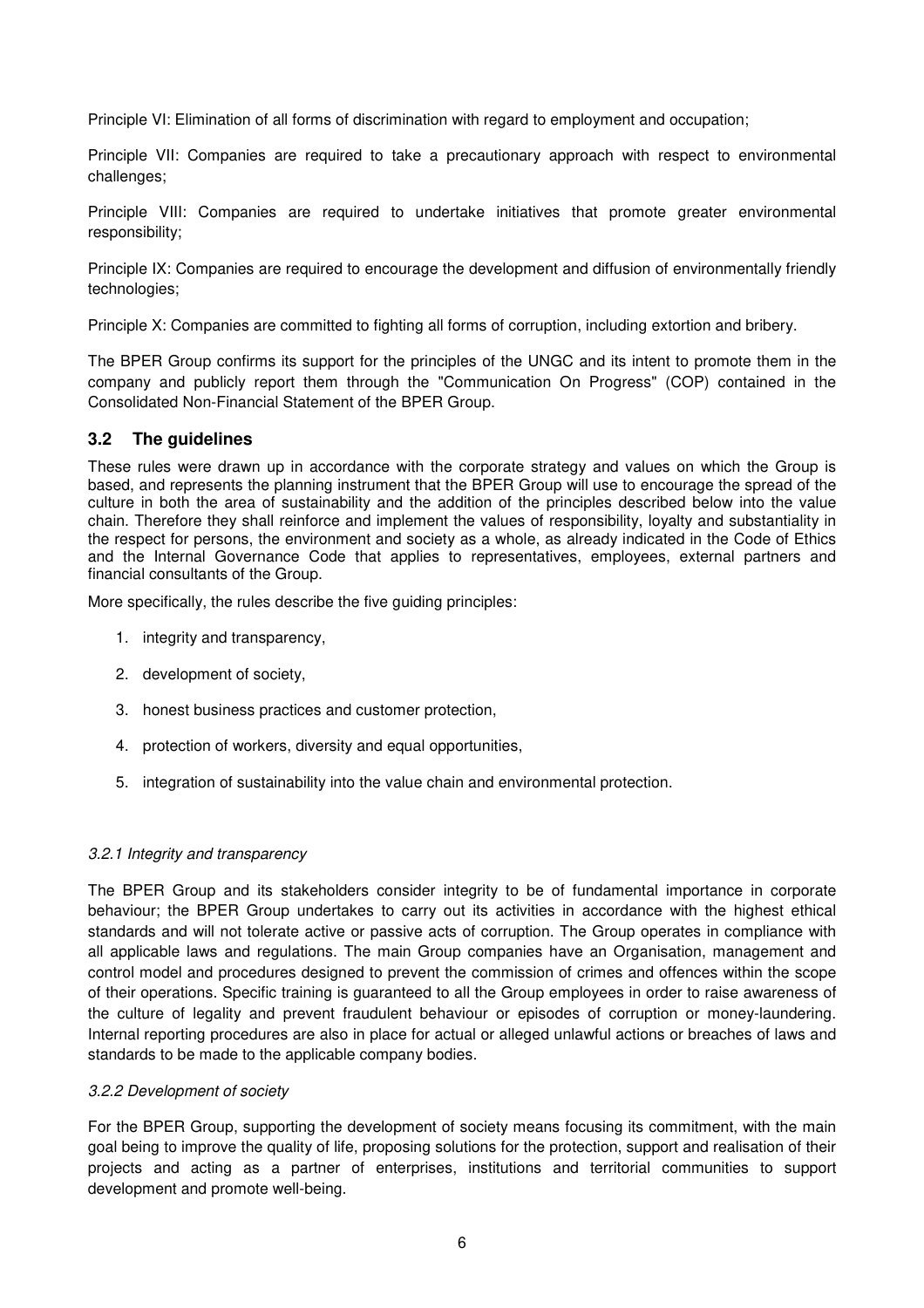Principle VI: Elimination of all forms of discrimination with regard to employment and occupation;

Principle VII: Companies are required to take a precautionary approach with respect to environmental challenges;

Principle VIII: Companies are required to undertake initiatives that promote greater environmental responsibility;

Principle IX: Companies are required to encourage the development and diffusion of environmentally friendly technologies;

Principle X: Companies are committed to fighting all forms of corruption, including extortion and bribery.

The BPER Group confirms its support for the principles of the UNGC and its intent to promote them in the company and publicly report them through the "Communication On Progress" (COP) contained in the Consolidated Non-Financial Statement of the BPER Group.

## 3.2 The guidelines

These rules were drawn up in accordance with the corporate strategy and values on which the Group is based, and represents the planning instrument that the BPER Group will use to encourage the spread of the culture in both the area of sustainability and the addition of the principles described below into the value chain. Therefore they shall reinforce and implement the values of responsibility, loyalty and substantiality in the respect for persons, the environment and society as a whole, as already indicated in the Code of Ethics and the Internal Governance Code that applies to representatives, employees, external partners and financial consultants of the Group.

More specifically, the rules describe the five guiding principles:

1. integrity and transparency,
2. development of society,
3. honest business practices and customer protection,
4. protection of workers, diversity and equal opportunities,
5. integration of sustainability into the value chain and environmental protection.

### *3.2.1 Integrity and transparency*

The BPER Group and its stakeholders consider integrity to be of fundamental importance in corporate behaviour; the BPER Group undertakes to carry out its activities in accordance with the highest ethical standards and will not tolerate active or passive acts of corruption. The Group operates in compliance with all applicable laws and regulations. The main Group companies have an Organisation, management and control model and procedures designed to prevent the commission of crimes and offences within the scope of their operations. Specific training is guaranteed to all the Group employees in order to raise awareness of the culture of legality and prevent fraudulent behaviour or episodes of corruption or money-laundering. Internal reporting procedures are also in place for actual or alleged unlawful actions or breaches of laws and standards to be made to the applicable company bodies.

### *3.2.2 Development of society*

For the BPER Group, supporting the development of society means focusing its commitment, with the main goal being to improve the quality of life, proposing solutions for the protection, support and realisation of their projects and acting as a partner of enterprises, institutions and territorial communities to support development and promote well-being.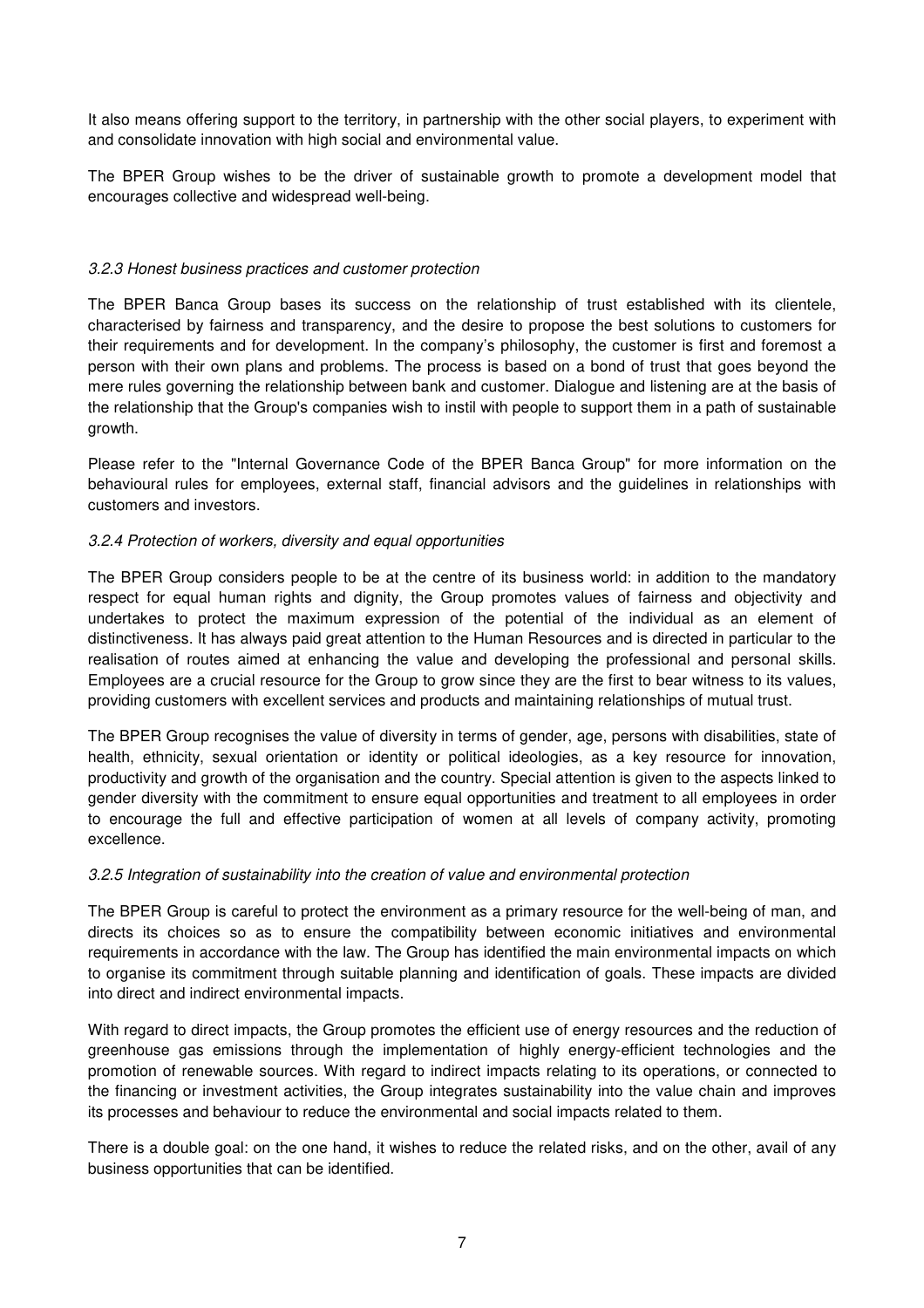It also means offering support to the territory, in partnership with the other social players, to experiment with and consolidate innovation with high social and environmental value.

The BPER Group wishes to be the driver of sustainable growth to promote a development model that encourages collective and widespread well-being.

### *3.2.3 Honest business practices and customer protection*

The BPER Banca Group bases its success on the relationship of trust established with its clientele, characterised by fairness and transparency, and the desire to propose the best solutions to customers for their requirements and for development. In the company's philosophy, the customer is first and foremost a person with their own plans and problems. The process is based on a bond of trust that goes beyond the mere rules governing the relationship between bank and customer. Dialogue and listening are at the basis of the relationship that the Group's companies wish to instil with people to support them in a path of sustainable growth.

Please refer to the "Internal Governance Code of the BPER Banca Group" for more information on the behavioural rules for employees, external staff, financial advisors and the guidelines in relationships with customers and investors.

### *3.2.4 Protection of workers, diversity and equal opportunities*

The BPER Group considers people to be at the centre of its business world: in addition to the mandatory respect for equal human rights and dignity, the Group promotes values of fairness and objectivity and undertakes to protect the maximum expression of the potential of the individual as an element of distinctiveness. It has always paid great attention to the Human Resources and is directed in particular to the realisation of routes aimed at enhancing the value and developing the professional and personal skills. Employees are a crucial resource for the Group to grow since they are the first to bear witness to its values, providing customers with excellent services and products and maintaining relationships of mutual trust.

The BPER Group recognises the value of diversity in terms of gender, age, persons with disabilities, state of health, ethnicity, sexual orientation or identity or political ideologies, as a key resource for innovation, productivity and growth of the organisation and the country. Special attention is given to the aspects linked to gender diversity with the commitment to ensure equal opportunities and treatment to all employees in order to encourage the full and effective participation of women at all levels of company activity, promoting excellence.

### *3.2.5 Integration of sustainability into the creation of value and environmental protection*

The BPER Group is careful to protect the environment as a primary resource for the well-being of man, and directs its choices so as to ensure the compatibility between economic initiatives and environmental requirements in accordance with the law. The Group has identified the main environmental impacts on which to organise its commitment through suitable planning and identification of goals. These impacts are divided into direct and indirect environmental impacts.

With regard to direct impacts, the Group promotes the efficient use of energy resources and the reduction of greenhouse gas emissions through the implementation of highly energy-efficient technologies and the promotion of renewable sources. With regard to indirect impacts relating to its operations, or connected to the financing or investment activities, the Group integrates sustainability into the value chain and improves its processes and behaviour to reduce the environmental and social impacts related to them.

There is a double goal: on the one hand, it wishes to reduce the related risks, and on the other, avail of any business opportunities that can be identified.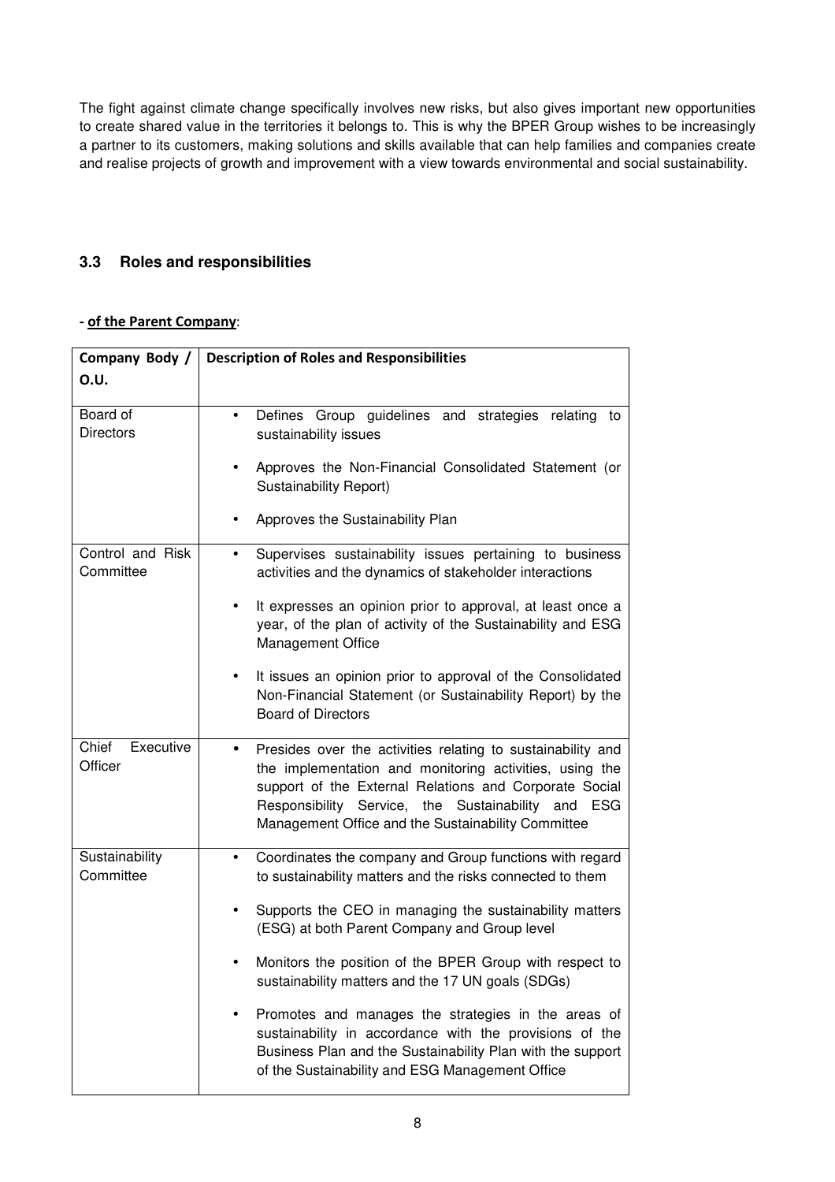The fight against climate change specifically involves new risks, but also gives important new opportunities to create shared value in the territories it belongs to. This is why the BPER Group wishes to be increasingly a partner to its customers, making solutions and skills available that can help families and companies create and realise projects of growth and improvement with a view towards environmental and social sustainability.

### 3.3 Roles and responsibilities

**- of the Parent Company**:

| Company Body / O.U. | Description of Roles and Responsibilities |
|---|---|
| Board of Directors | • Defines Group guidelines and strategies relating to sustainability issues<br>• Approves the Non-Financial Consolidated Statement (or Sustainability Report)<br>• Approves the Sustainability Plan |
| Control and Risk Committee | • Supervises sustainability issues pertaining to business activities and the dynamics of stakeholder interactions<br>• It expresses an opinion prior to approval, at least once a year, of the plan of activity of the Sustainability and ESG Management Office<br>• It issues an opinion prior to approval of the Consolidated Non-Financial Statement (or Sustainability Report) by the Board of Directors |
| Chief Executive Officer | • Presides over the activities relating to sustainability and the implementation and monitoring activities, using the support of the External Relations and Corporate Social Responsibility Service, the Sustainability and ESG Management Office and the Sustainability Committee |
| Sustainability Committee | • Coordinates the company and Group functions with regard to sustainability matters and the risks connected to them<br>• Supports the CEO in managing the sustainability matters (ESG) at both Parent Company and Group level<br>• Monitors the position of the BPER Group with respect to sustainability matters and the 17 UN goals (SDGs)<br>• Promotes and manages the strategies in the areas of sustainability in accordance with the provisions of the Business Plan and the Sustainability Plan with the support of the Sustainability and ESG Management Office |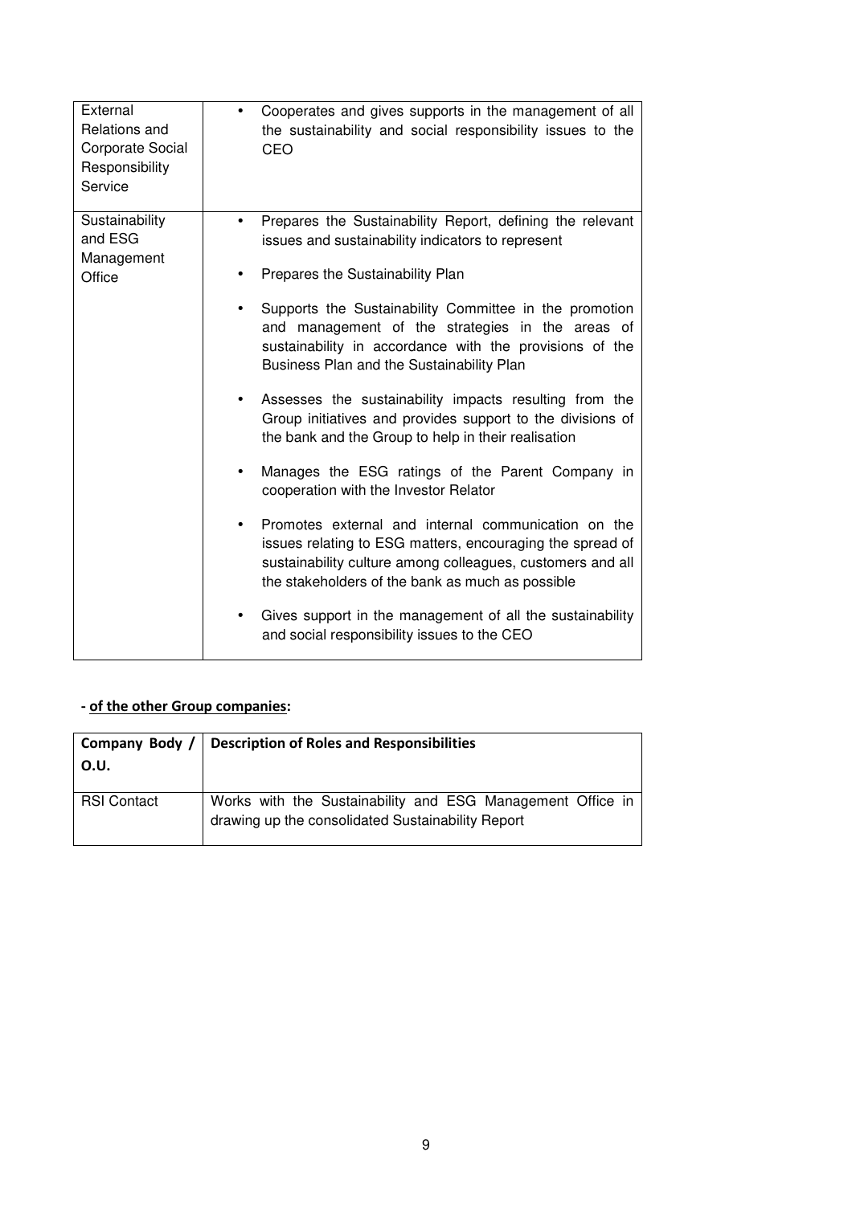| | |
|---|---|
| External Relations and Corporate Social Responsibility Service | • Cooperates and gives supports in the management of all the sustainability and social responsibility issues to the CEO |
| Sustainability and ESG Management Office | • Prepares the Sustainability Report, defining the relevant issues and sustainability indicators to represent<br>• Prepares the Sustainability Plan<br>• Supports the Sustainability Committee in the promotion and management of the strategies in the areas of sustainability in accordance with the provisions of the Business Plan and the Sustainability Plan<br>• Assesses the sustainability impacts resulting from the Group initiatives and provides support to the divisions of the bank and the Group to help in their realisation<br>• Manages the ESG ratings of the Parent Company in cooperation with the Investor Relator<br>• Promotes external and internal communication on the issues relating to ESG matters, encouraging the spread of sustainability culture among colleagues, customers and all the stakeholders of the bank as much as possible<br>• Gives support in the management of all the sustainability and social responsibility issues to the CEO |

**- <u>of the other Group companies</u>:**

| Company Body / O.U. | Description of Roles and Responsibilities |
|---|---|
| RSI Contact | Works with the Sustainability and ESG Management Office in drawing up the consolidated Sustainability Report |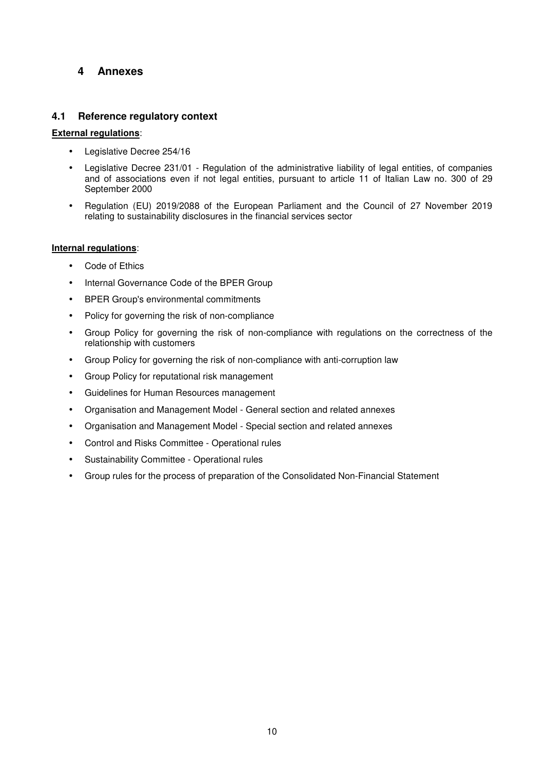# 4 Annexes

## 4.1 Reference regulatory context

**External regulations**:

- Legislative Decree 254/16
- Legislative Decree 231/01 - Regulation of the administrative liability of legal entities, of companies and of associations even if not legal entities, pursuant to article 11 of Italian Law no. 300 of 29 September 2000
- Regulation (EU) 2019/2088 of the European Parliament and the Council of 27 November 2019 relating to sustainability disclosures in the financial services sector

**Internal regulations**:

- Code of Ethics
- Internal Governance Code of the BPER Group
- BPER Group's environmental commitments
- Policy for governing the risk of non-compliance
- Group Policy for governing the risk of non-compliance with regulations on the correctness of the relationship with customers
- Group Policy for governing the risk of non-compliance with anti-corruption law
- Group Policy for reputational risk management
- Guidelines for Human Resources management
- Organisation and Management Model - General section and related annexes
- Organisation and Management Model - Special section and related annexes
- Control and Risks Committee - Operational rules
- Sustainability Committee - Operational rules
- Group rules for the process of preparation of the Consolidated Non-Financial Statement